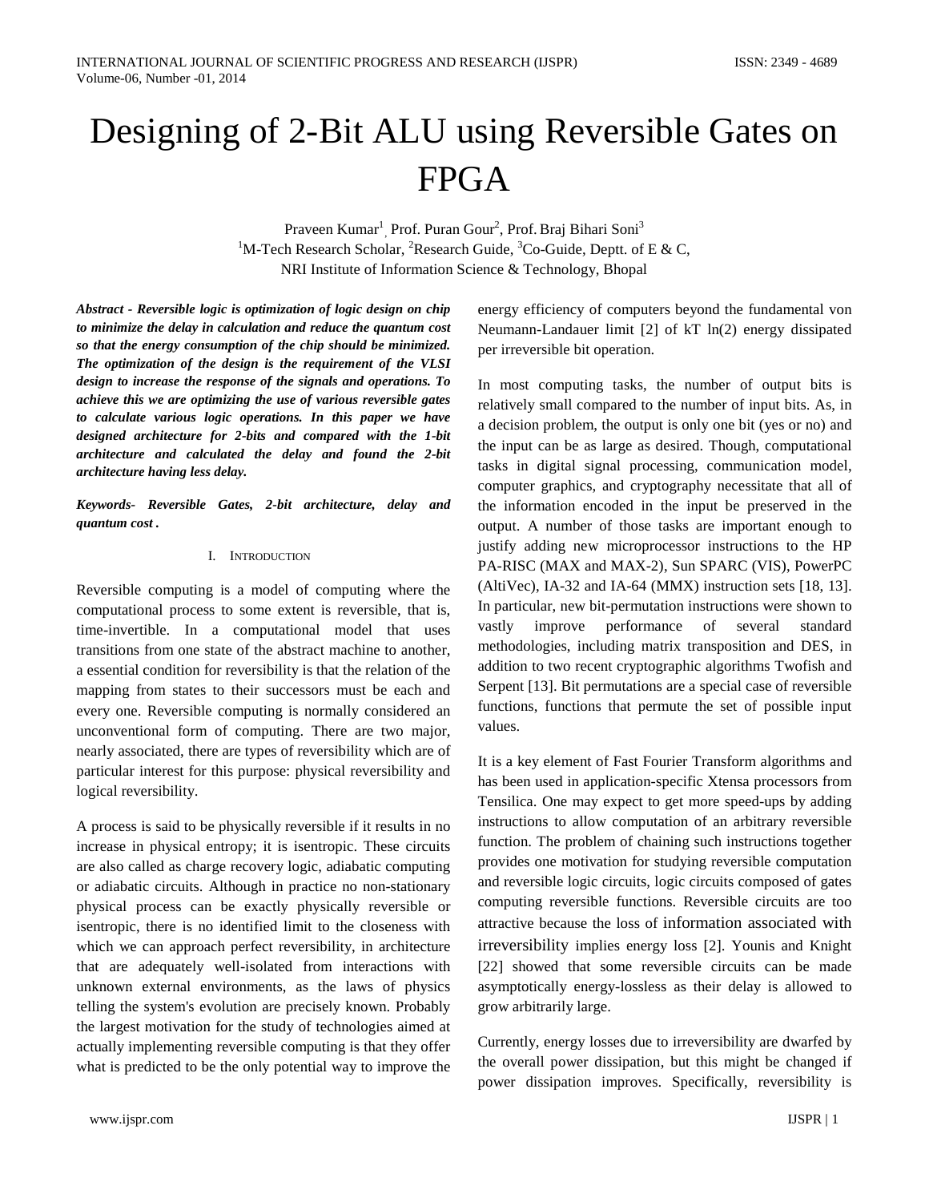# Designing of 2-Bit ALU using Reversible Gates on FPGA

Praveen Kumar[1], Prof. Puran Gour[2], Prof. Braj Bihari Soni[3]

[1]M-Tech Research Scholar, [2]Research Guide, [3]Co-Guide, Deptt. of E & C,
NRI Institute of Information Science & Technology, Bhopal

***Abstract - Reversible logic is optimization of logic design on chip to minimize the delay in calculation and reduce the quantum cost so that the energy consumption of the chip should be minimized. The optimization of the design is the requirement of the VLSI design to increase the response of the signals and operations. To achieve this we are optimizing the use of various reversible gates to calculate various logic operations. In this paper we have designed architecture for 2-bits and compared with the 1-bit architecture and calculated the delay and found the 2-bit architecture having less delay.***

***Keywords- Reversible Gates, 2-bit architecture, delay and quantum cost .***

## I. Introduction

Reversible computing is a model of computing where the computational process to some extent is reversible, that is, time-invertible. In a computational model that uses transitions from one state of the abstract machine to another, a essential condition for reversibility is that the relation of the mapping from states to their successors must be each and every one. Reversible computing is normally considered an unconventional form of computing. There are two major, nearly associated, there are types of reversibility which are of particular interest for this purpose: physical reversibility and logical reversibility.

A process is said to be physically reversible if it results in no increase in physical entropy; it is isentropic. These circuits are also called as charge recovery logic, adiabatic computing or adiabatic circuits. Although in practice no non-stationary physical process can be exactly physically reversible or isentropic, there is no identified limit to the closeness with which we can approach perfect reversibility, in architecture that are adequately well-isolated from interactions with unknown external environments, as the laws of physics telling the system's evolution are precisely known. Probably the largest motivation for the study of technologies aimed at actually implementing reversible computing is that they offer what is predicted to be the only potential way to improve the energy efficiency of computers beyond the fundamental von Neumann-Landauer limit [2] of kT ln(2) energy dissipated per irreversible bit operation.

In most computing tasks, the number of output bits is relatively small compared to the number of input bits. As, in a decision problem, the output is only one bit (yes or no) and the input can be as large as desired. Though, computational tasks in digital signal processing, communication model, computer graphics, and cryptography necessitate that all of the information encoded in the input be preserved in the output. A number of those tasks are important enough to justify adding new microprocessor instructions to the HP PA-RISC (MAX and MAX-2), Sun SPARC (VIS), PowerPC (AltiVec), IA-32 and IA-64 (MMX) instruction sets [18, 13]. In particular, new bit-permutation instructions were shown to vastly improve performance of several standard methodologies, including matrix transposition and DES, in addition to two recent cryptographic algorithms Twofish and Serpent [13]. Bit permutations are a special case of reversible functions, functions that permute the set of possible input values.

It is a key element of Fast Fourier Transform algorithms and has been used in application-specific Xtensa processors from Tensilica. One may expect to get more speed-ups by adding instructions to allow computation of an arbitrary reversible function. The problem of chaining such instructions together provides one motivation for studying reversible computation and reversible logic circuits, logic circuits composed of gates computing reversible functions. Reversible circuits are too attractive because the loss of information associated with irreversibility implies energy loss [2]. Younis and Knight [22] showed that some reversible circuits can be made asymptotically energy-lossless as their delay is allowed to grow arbitrarily large.

Currently, energy losses due to irreversibility are dwarfed by the overall power dissipation, but this might be changed if power dissipation improves. Specifically, reversibility is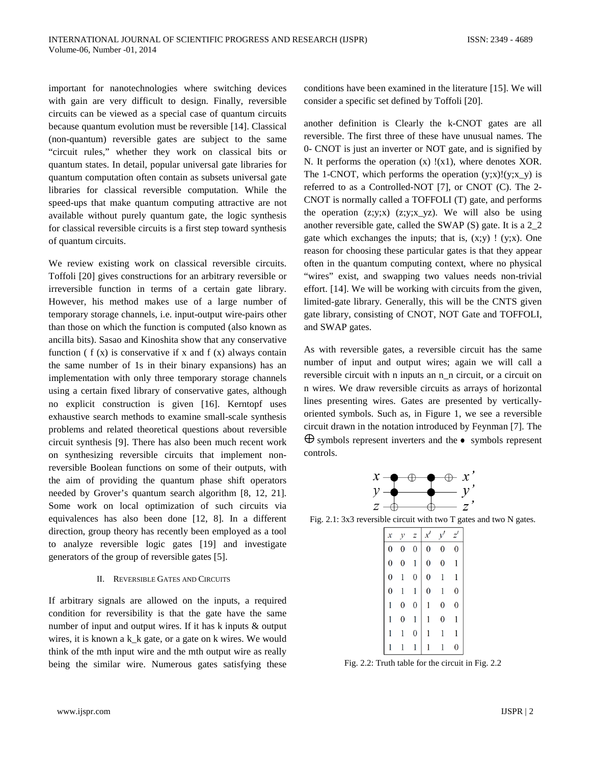important for nanotechnologies where switching devices with gain are very difficult to design. Finally, reversible circuits can be viewed as a special case of quantum circuits because quantum evolution must be reversible [14]. Classical (non-quantum) reversible gates are subject to the same "circuit rules," whether they work on classical bits or quantum states. In detail, popular universal gate libraries for quantum computation often contain as subsets universal gate libraries for classical reversible computation. While the speed-ups that make quantum computing attractive are not available without purely quantum gate, the logic synthesis for classical reversible circuits is a first step toward synthesis of quantum circuits.

We review existing work on classical reversible circuits. Toffoli [20] gives constructions for an arbitrary reversible or irreversible function in terms of a certain gate library. However, his method makes use of a large number of temporary storage channels, i.e. input-output wire-pairs other than those on which the function is computed (also known as ancilla bits). Sasao and Kinoshita show that any conservative function ( f (x) is conservative if x and f (x) always contain the same number of 1s in their binary expansions) has an implementation with only three temporary storage channels using a certain fixed library of conservative gates, although no explicit construction is given [16]. Kerntopf uses exhaustive search methods to examine small-scale synthesis problems and related theoretical questions about reversible circuit synthesis [9]. There has also been much recent work on synthesizing reversible circuits that implement non-reversible Boolean functions on some of their outputs, with the aim of providing the quantum phase shift operators needed by Grover's quantum search algorithm [8, 12, 21]. Some work on local optimization of such circuits via equivalences has also been done [12, 8]. In a different direction, group theory has recently been employed as a tool to analyze reversible logic gates [19] and investigate generators of the group of reversible gates [5].

## II. Reversible Gates and Circuits

If arbitrary signals are allowed on the inputs, a required condition for reversibility is that the gate have the same number of input and output wires. If it has k inputs & output wires, it is known a k_k gate, or a gate on k wires. We would think of the mth input wire and the mth output wire as really being the similar wire. Numerous gates satisfying these conditions have been examined in the literature [15]. We will consider a specific set defined by Toffoli [20].

another definition is Clearly the k-CNOT gates are all reversible. The first three of these have unusual names. The 0- CNOT is just an inverter or NOT gate, and is signified by N. It performs the operation (x) !(x1), where denotes XOR. The 1-CNOT, which performs the operation (y;x)!(y;x_y) is referred to as a Controlled-NOT [7], or CNOT (C). The 2-CNOT is normally called a TOFFOLI (T) gate, and performs the operation (z;y;x) (z;y;x_yz). We will also be using another reversible gate, called the SWAP (S) gate. It is a 2_2 gate which exchanges the inputs; that is, (x;y) ! (y;x). One reason for choosing these particular gates is that they appear often in the quantum computing context, where no physical "wires" exist, and swapping two values needs non-trivial effort. [14]. We will be working with circuits from the given, limited-gate library. Generally, this will be the CNTS given gate library, consisting of CNOT, NOT Gate and TOFFOLI, and SWAP gates.

As with reversible gates, a reversible circuit has the same number of input and output wires; again we will call a reversible circuit with n inputs an n_n circuit, or a circuit on n wires. We draw reversible circuits as arrays of horizontal lines presenting wires. Gates are presented by vertically-oriented symbols. Such as, in Figure 1, we see a reversible circuit drawn in the notation introduced by Feynman [7]. The $\oplus$ symbols represent inverters and the $\bullet$ symbols represent controls.

Fig. 2.1: 3x3 reversible circuit with two T gates and two N gates.

| $x$ | $y$ | $z$ | $x'$ | $y'$ | $z'$ |
|---|---|---|---|---|---|
| 0 | 0 | 0 | 0 | 0 | 0 |
| 0 | 0 | 1 | 0 | 0 | 1 |
| 0 | 1 | 0 | 0 | 1 | 1 |
| 0 | 1 | 1 | 0 | 1 | 0 |
| 1 | 0 | 0 | 1 | 0 | 0 |
| 1 | 0 | 1 | 1 | 0 | 1 |
| 1 | 1 | 0 | 1 | 1 | 1 |
| 1 | 1 | 1 | 1 | 1 | 0 |

Fig. 2.2: Truth table for the circuit in Fig. 2.2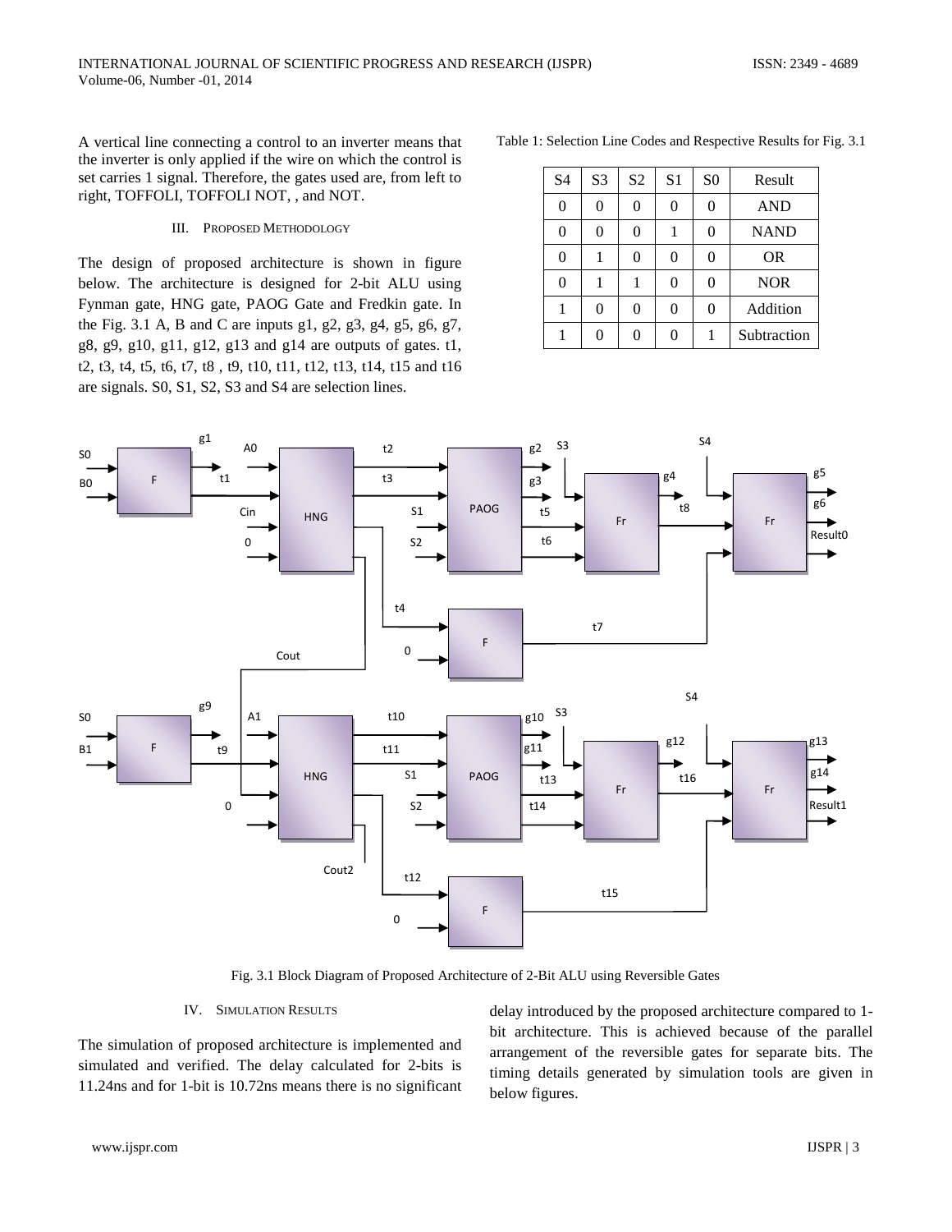A vertical line connecting a control to an inverter means that the inverter is only applied if the wire on which the control is set carries 1 signal. Therefore, the gates used are, from left to right, TOFFOLI, TOFFOLI NOT, , and NOT.

## III. PROPOSED METHODOLOGY

The design of proposed architecture is shown in figure below. The architecture is designed for 2-bit ALU using Fynman gate, HNG gate, PAOG Gate and Fredkin gate. In the Fig. 3.1 A, B and C are inputs g1, g2, g3, g4, g5, g6, g7, g8, g9, g10, g11, g12, g13 and g14 are outputs of gates. t1, t2, t3, t4, t5, t6, t7, t8 , t9, t10, t11, t12, t13, t14, t15 and t16 are signals. S0, S1, S2, S3 and S4 are selection lines.

Table 1: Selection Line Codes and Respective Results for Fig. 3.1

| S4 | S3 | S2 | S1 | S0 | Result |
|---|---|---|---|---|---|
| 0 | 0 | 0 | 0 | 0 | AND |
| 0 | 0 | 0 | 1 | 0 | NAND |
| 0 | 1 | 0 | 0 | 0 | OR |
| 0 | 1 | 1 | 0 | 0 | NOR |
| 1 | 0 | 0 | 0 | 0 | Addition |
| 1 | 0 | 0 | 0 | 1 | Subtraction |

Fig. 3.1 Block Diagram of Proposed Architecture of 2-Bit ALU using Reversible Gates

## IV. SIMULATION RESULTS

The simulation of proposed architecture is implemented and simulated and verified. The delay calculated for 2-bits is 11.24ns and for 1-bit is 10.72ns means there is no significant delay introduced by the proposed architecture compared to 1-bit architecture. This is achieved because of the parallel arrangement of the reversible gates for separate bits. The timing details generated by simulation tools are given in below figures.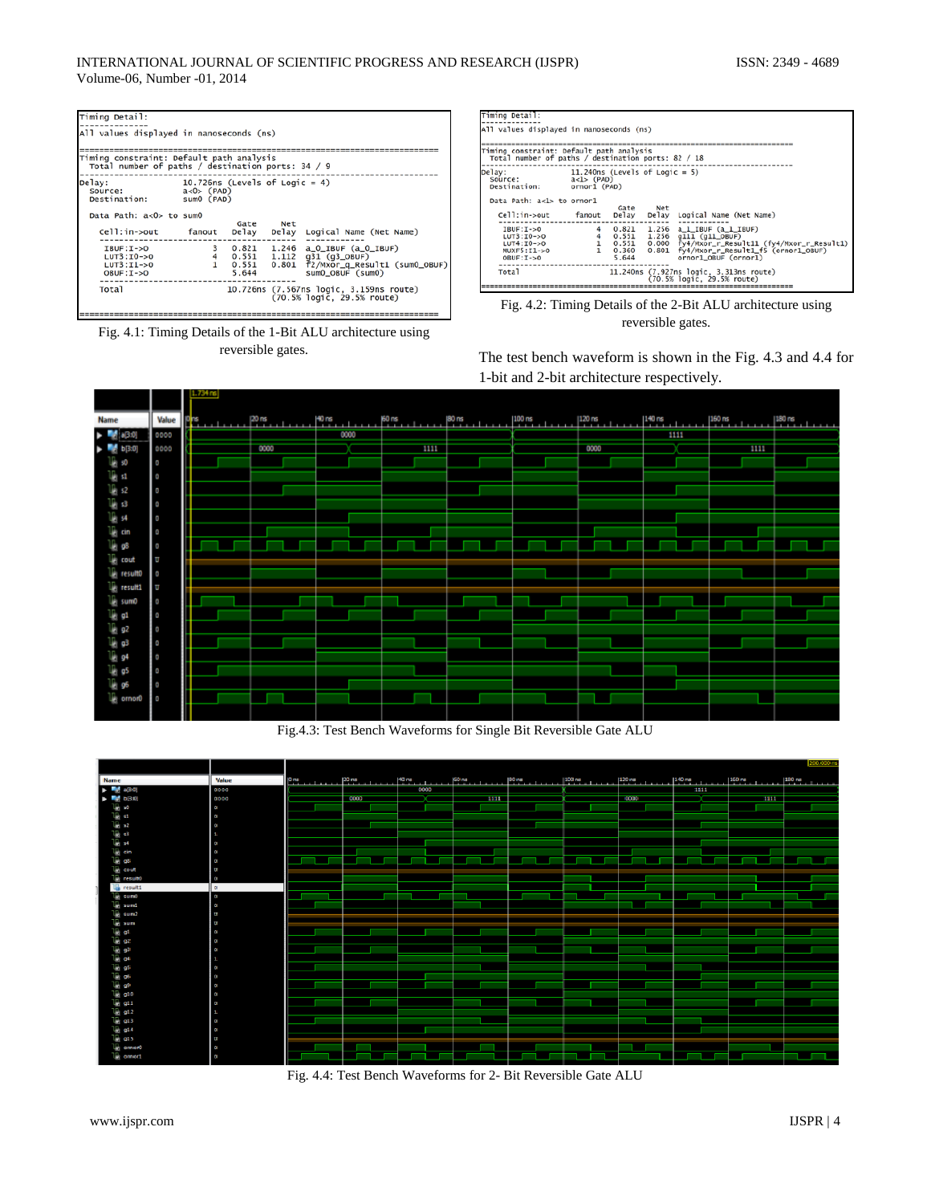```
Timing Detail:
--------------
All values displayed in nanoseconds (ns)

=========================================================================
Timing constraint: Default path analysis
  Total number of paths / destination ports: 34 / 9
-------------------------------------------------------------------------
Delay:               10.726ns (Levels of Logic = 4)
  Source:            a<0> (PAD)
  Destination:       sum0 (PAD)

  Data Path: a<0> to sum0
                                Gate     Net
    Cell:in->out      fanout   Delay   Delay  Logical Name (Net Name)
    ----------------------------------------  ------------
     IBUF:I->O             3   0.821   1.246  a_0_IBUF (a_0_IBUF)
     LUT3:I0->O            4   0.551   1.112  g31 (g3_OBUF)
     LUT3:I1->O            1   0.551   0.801  f2/Mxor_q_Result1 (sum0_OBUF)
     OBUF:I->O                 5.644          sum0_OBUF (sum0)
    ----------------------------------------
    Total                     10.726ns (7.567ns logic, 3.159ns route)
                                       (70.5% logic, 29.5% route)

=========================================================================
```

Fig. 4.1: Timing Details of the 1-Bit ALU architecture using reversible gates.

```
Timing Detail:
--------------
All values displayed in nanoseconds (ns)

=========================================================================
Timing constraint: Default path analysis
  Total number of paths / destination ports: 82 / 18
-------------------------------------------------------------------------
Delay:               11.240ns (Levels of Logic = 5)
  Source:            a<1> (PAD)
  Destination:       ornor1 (PAD)

  Data Path: a<1> to ornor1
                                Gate     Net
    Cell:in->out      fanout   Delay   Delay  Logical Name (Net Name)
    ----------------------------------------  ------------
     IBUF:I->O             4   0.821   1.256  a_1_IBUF (a_1_IBUF)
     LUT3:I0->O            4   0.551   1.236  g111 (g11_OBUF)
     LUT4:I0->O            1   0.551   0.000  fy4/Mxor_r_Result11 (fy4/Mxor_r_Result1)
     MUXF5:I1->O           1   0.360   0.801  fy4/Mxor_r_Result1_f5 (ornor1_OBUF)
     OBUF:I->O                 5.644          ornor1_OBUF (ornor1)
    ----------------------------------------
    Total                     11.240ns (7.927ns logic, 3.313ns route)
                                       (70.5% logic, 29.5% route)

=========================================================================
```

Fig. 4.2: Timing Details of the 2-Bit ALU architecture using reversible gates.

The test bench waveform is shown in the Fig. 4.3 and 4.4 for 1-bit and 2-bit architecture respectively.

Fig.4.3: Test Bench Waveforms for Single Bit Reversible Gate ALU

Fig. 4.4: Test Bench Waveforms for 2- Bit Reversible Gate ALU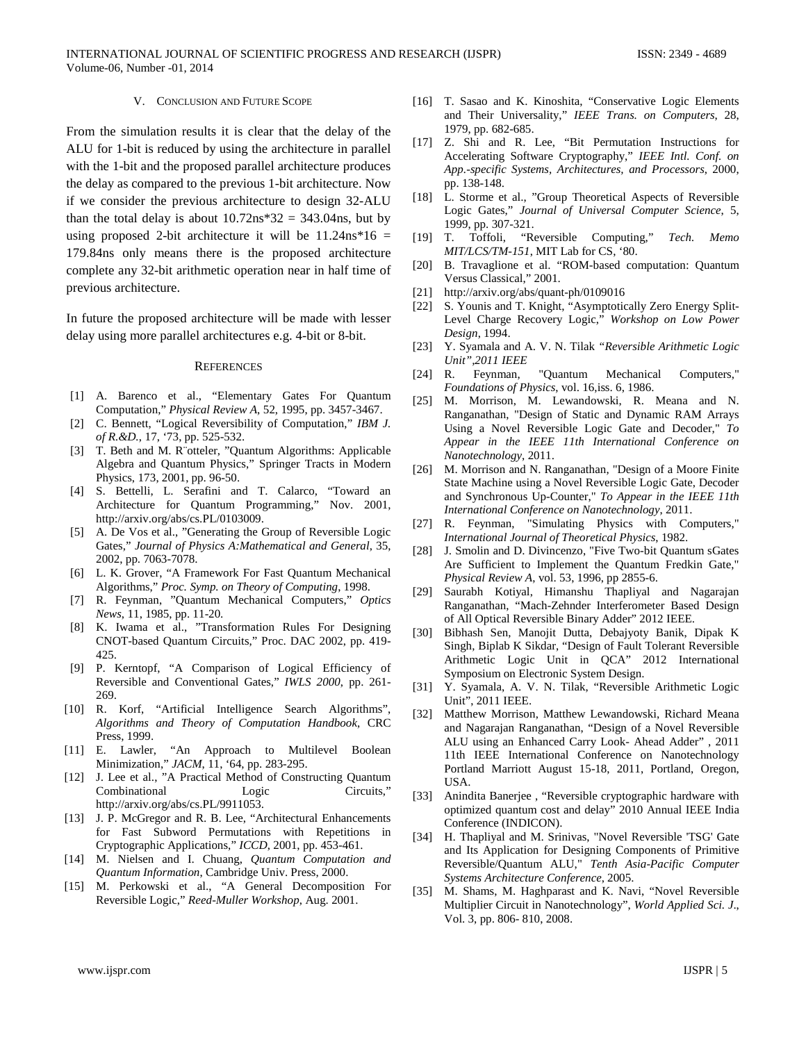## V. Conclusion and Future Scope

From the simulation results it is clear that the delay of the ALU for 1-bit is reduced by using the architecture in parallel with the 1-bit and the proposed parallel architecture produces the delay as compared to the previous 1-bit architecture. Now if we consider the previous architecture to design 32-ALU than the total delay is about 10.72ns*32 = 343.04ns, but by using proposed 2-bit architecture it will be 11.24ns*16 = 179.84ns only means there is the proposed architecture complete any 32-bit arithmetic operation near in half time of previous architecture.

In future the proposed architecture will be made with lesser delay using more parallel architectures e.g. 4-bit or 8-bit.

## References

[1] A. Barenco et al., "Elementary Gates For Quantum Computation," *Physical Review A*, 52, 1995, pp. 3457-3467.

[2] C. Bennett, "Logical Reversibility of Computation," *IBM J. of R.&D.*, 17, '73, pp. 525-532.

[3] T. Beth and M. R¨otteler, "Quantum Algorithms: Applicable Algebra and Quantum Physics," Springer Tracts in Modern Physics, 173, 2001, pp. 96-50.

[4] S. Bettelli, L. Serafini and T. Calarco, "Toward an Architecture for Quantum Programming," Nov. 2001, http://arxiv.org/abs/cs.PL/0103009.

[5] A. De Vos et al., "Generating the Group of Reversible Logic Gates," *Journal of Physics A:Mathematical and General*, 35, 2002, pp. 7063-7078.

[6] L. K. Grover, "A Framework For Fast Quantum Mechanical Algorithms," *Proc. Symp. on Theory of Computing*, 1998.

[7] R. Feynman, "Quantum Mechanical Computers," *Optics News*, 11, 1985, pp. 11-20.

[8] K. Iwama et al., "Transformation Rules For Designing CNOT-based Quantum Circuits," Proc. DAC 2002, pp. 419-425.

[9] P. Kerntopf, "A Comparison of Logical Efficiency of Reversible and Conventional Gates," *IWLS 2000*, pp. 261-269.

[10] R. Korf, "Artificial Intelligence Search Algorithms", *Algorithms and Theory of Computation Handbook*, CRC Press, 1999.

[11] E. Lawler, "An Approach to Multilevel Boolean Minimization," *JACM*, 11, '64, pp. 283-295.

[12] J. Lee et al., "A Practical Method of Constructing Quantum Combinational Logic Circuits," http://arxiv.org/abs/cs.PL/9911053.

[13] J. P. McGregor and R. B. Lee, "Architectural Enhancements for Fast Subword Permutations with Repetitions in Cryptographic Applications," *ICCD*, 2001, pp. 453-461.

[14] M. Nielsen and I. Chuang, *Quantum Computation and Quantum Information*, Cambridge Univ. Press, 2000.

[15] M. Perkowski et al., "A General Decomposition For Reversible Logic," *Reed-Muller Workshop*, Aug. 2001.

[16] T. Sasao and K. Kinoshita, "Conservative Logic Elements and Their Universality," *IEEE Trans. on Computers*, 28, 1979, pp. 682-685.

[17] Z. Shi and R. Lee, "Bit Permutation Instructions for Accelerating Software Cryptography," *IEEE Intl. Conf. on App.-specific Systems, Architectures, and Processors*, 2000, pp. 138-148.

[18] L. Storme et al., "Group Theoretical Aspects of Reversible Logic Gates," *Journal of Universal Computer Science*, 5, 1999, pp. 307-321.

[19] T. Toffoli, "Reversible Computing," *Tech. Memo MIT/LCS/TM-151*, MIT Lab for CS, '80.

[20] B. Travaglione et al. "ROM-based computation: Quantum Versus Classical," 2001.

[21] http://arxiv.org/abs/quant-ph/0109016

[22] S. Younis and T. Knight, "Asymptotically Zero Energy Split-Level Charge Recovery Logic," *Workshop on Low Power Design*, 1994.

[23] Y. Syamala and A. V. N. Tilak *"Reversible Arithmetic Logic Unit",2011 IEEE*

[24] R. Feynman, "Quantum Mechanical Computers," *Foundations of Physics*, vol. 16,iss. 6, 1986.

[25] M. Morrison, M. Lewandowski, R. Meana and N. Ranganathan, "Design of Static and Dynamic RAM Arrays Using a Novel Reversible Logic Gate and Decoder," *To Appear in the IEEE 11th International Conference on Nanotechnology*, 2011.

[26] M. Morrison and N. Ranganathan, "Design of a Moore Finite State Machine using a Novel Reversible Logic Gate, Decoder and Synchronous Up-Counter," *To Appear in the IEEE 11th International Conference on Nanotechnology*, 2011.

[27] R. Feynman, "Simulating Physics with Computers," *International Journal of Theoretical Physics*, 1982.

[28] J. Smolin and D. Divincenzo, "Five Two-bit Quantum sGates Are Sufficient to Implement the Quantum Fredkin Gate," *Physical Review A*, vol. 53, 1996, pp 2855-6.

[29] Saurabh Kotiyal, Himanshu Thapliyal and Nagarajan Ranganathan, "Mach-Zehnder Interferometer Based Design of All Optical Reversible Binary Adder" 2012 IEEE.

[30] Bibhash Sen, Manojit Dutta, Debajyoty Banik, Dipak K Singh, Biplab K Sikdar, "Design of Fault Tolerant Reversible Arithmetic Logic Unit in QCA" 2012 International Symposium on Electronic System Design.

[31] Y. Syamala, A. V. N. Tilak, "Reversible Arithmetic Logic Unit", 2011 IEEE.

[32] Matthew Morrison, Matthew Lewandowski, Richard Meana and Nagarajan Ranganathan, "Design of a Novel Reversible ALU using an Enhanced Carry Look- Ahead Adder" , 2011 11th IEEE International Conference on Nanotechnology Portland Marriott August 15-18, 2011, Portland, Oregon, USA.

[33] Anindita Banerjee , "Reversible cryptographic hardware with optimized quantum cost and delay" 2010 Annual IEEE India Conference (INDICON).

[34] H. Thapliyal and M. Srinivas, "Novel Reversible 'TSG' Gate and Its Application for Designing Components of Primitive Reversible/Quantum ALU," *Tenth Asia-Pacific Computer Systems Architecture Conference*, 2005.

[35] M. Shams, M. Haghparast and K. Navi, "Novel Reversible Multiplier Circuit in Nanotechnology", *World Applied Sci. J.*, Vol. 3, pp. 806- 810, 2008.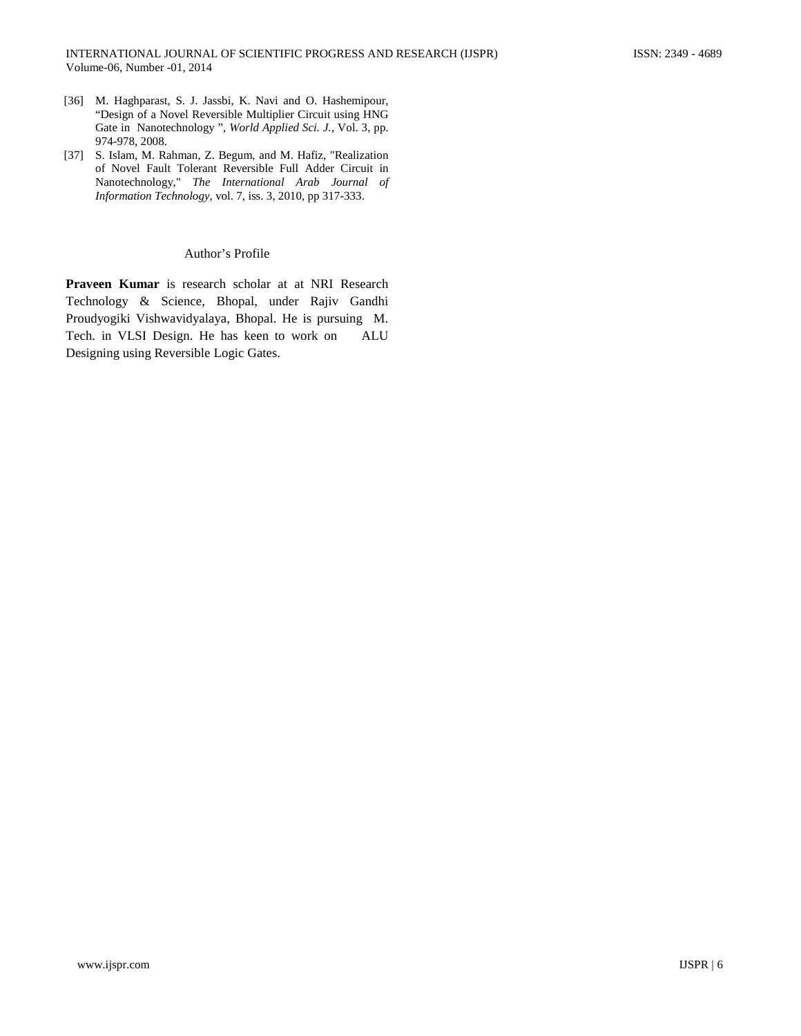[36] M. Haghparast, S. J. Jassbi, K. Navi and O. Hashemipour, “Design of a Novel Reversible Multiplier Circuit using HNG Gate in Nanotechnology ”, *World Applied Sci. J.*, Vol. 3, pp. 974-978, 2008.

[37] S. Islam, M. Rahman, Z. Begum, and M. Hafiz, "Realization of Novel Fault Tolerant Reversible Full Adder Circuit in Nanotechnology," *The International Arab Journal of Information Technology*, vol. 7, iss. 3, 2010, pp 317-333.

## Author’s Profile

**Praveen Kumar** is research scholar at at NRI Research Technology & Science, Bhopal, under Rajiv Gandhi Proudyogiki Vishwavidyalaya, Bhopal. He is pursuing M. Tech. in VLSI Design. He has keen to work on ALU Designing using Reversible Logic Gates.